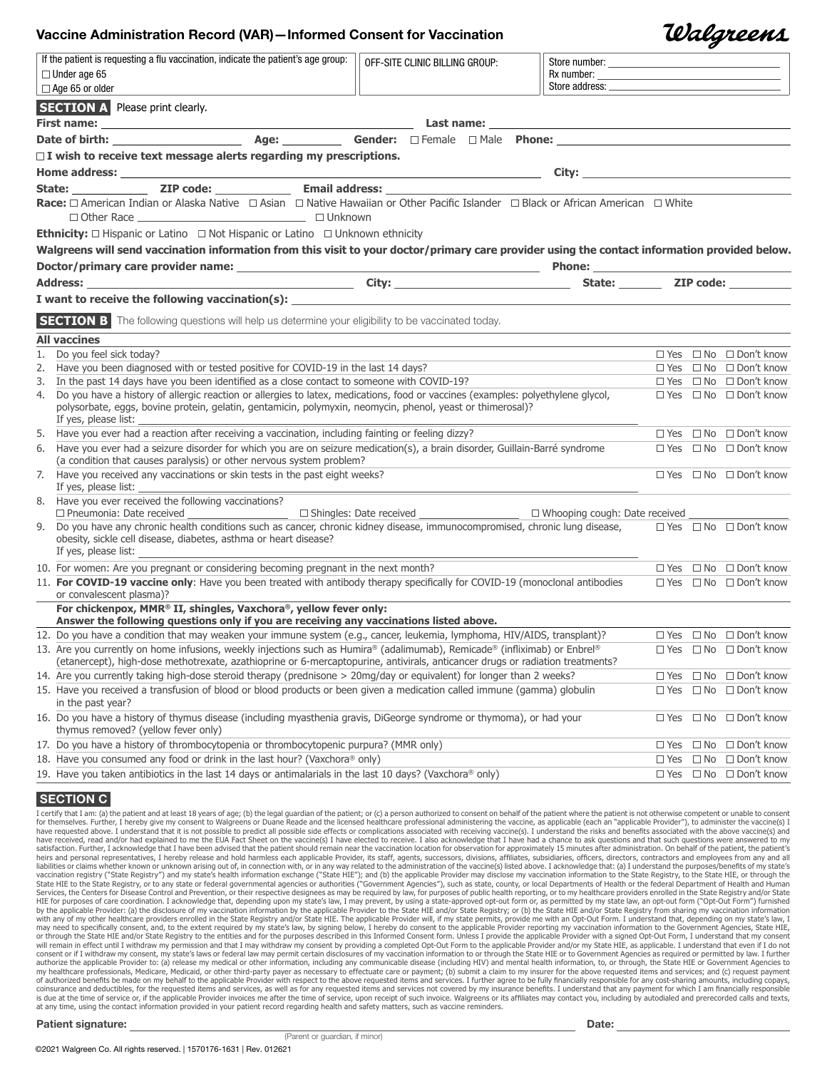# Vaccine Administration Record (VAR)—Informed Consent for Vaccination

**Walgreens**

| If the patient is requesting a flu vaccination, indicate the patient's age group: ☐ Under age 65 ☐ Age 65 or older | OFF-SITE CLINIC BILLING GROUP: | Store number: ______ Rx number: ______ Store address: ______ |
|---|---|---|

## SECTION A

Please print clearly.

**First name:** ____________________ **Last name:** ____________________

**Date of birth:** __________ **Age:** ______ **Gender:** ☐ Female ☐ Male **Phone:** __________

☐ **I wish to receive text message alerts regarding my prescriptions.**

**Home address:** ____________________ **City:** __________

**State:** ______ **ZIP code:** ______ **Email address:** ____________________

**Race:** ☐ American Indian or Alaska Native ☐ Asian ☐ Native Hawaiian or Other Pacific Islander ☐ Black or African American ☐ White ☐ Other Race __________ ☐ Unknown

**Ethnicity:** ☐ Hispanic or Latino ☐ Not Hispanic or Latino ☐ Unknown ethnicity

**Walgreens will send vaccination information from this visit to your doctor/primary care provider using the contact information provided below.**

**Doctor/primary care provider name:** ____________________ **Phone:** __________

**Address:** __________ **City:** __________ **State:** ______ **ZIP code:** ______

**I want to receive the following vaccination(s):** ____________________

## SECTION B

The following questions will help us determine your eligibility to be vaccinated today.

**All vaccines**

1. Do you feel sick today? ☐ Yes ☐ No ☐ Don't know
2. Have you been diagnosed with or tested positive for COVID-19 in the last 14 days? ☐ Yes ☐ No ☐ Don't know
3. In the past 14 days have you been identified as a close contact to someone with COVID-19? ☐ Yes ☐ No ☐ Don't know
4. Do you have a history of allergic reaction or allergies to latex, medications, food or vaccines (examples: polyethylene glycol, polysorbate, eggs, bovine protein, gelatin, gentamicin, polymyxin, neomycin, phenol, yeast or thimerosal)? ☐ Yes ☐ No ☐ Don't know
   If yes, please list: ____________________
5. Have you ever had a reaction after receiving a vaccination, including fainting or feeling dizzy? ☐ Yes ☐ No ☐ Don't know
6. Have you ever had a seizure disorder for which you are on seizure medication(s), a brain disorder, Guillain-Barré syndrome (a condition that causes paralysis) or other nervous system problem? ☐ Yes ☐ No ☐ Don't know
7. Have you received any vaccinations or skin tests in the past eight weeks? ☐ Yes ☐ No ☐ Don't know
   If yes, please list: ____________________
8. Have you ever received the following vaccinations?
   ☐ Pneumonia: Date received __________ ☐ Shingles: Date received __________ ☐ Whooping cough: Date received __________
9. Do you have any chronic health conditions such as cancer, chronic kidney disease, immunocompromised, chronic lung disease, obesity, sickle cell disease, diabetes, asthma or heart disease? ☐ Yes ☐ No ☐ Don't know
   If yes, please list: ____________________
10. For women: Are you pregnant or considering becoming pregnant in the next month? ☐ Yes ☐ No ☐ Don't know
11. **For COVID-19 vaccine only**: Have you been treated with antibody therapy specifically for COVID-19 (monoclonal antibodies or convalescent plasma)? ☐ Yes ☐ No ☐ Don't know

**For chickenpox, MMR® II, shingles, Vaxchora®, yellow fever only:**
**Answer the following questions only if you are receiving any vaccinations listed above.**

12. Do you have a condition that may weaken your immune system (e.g., cancer, leukemia, lymphoma, HIV/AIDS, transplant)? ☐ Yes ☐ No ☐ Don't know
13. Are you currently on home infusions, weekly injections such as Humira® (adalimumab), Remicade® (infliximab) or Enbrel® (etanercept), high-dose methotrexate, azathioprine or 6-mercaptopurine, antivirals, anticancer drugs or radiation treatments? ☐ Yes ☐ No ☐ Don't know
14. Are you currently taking high-dose steroid therapy (prednisone > 20mg/day or equivalent) for longer than 2 weeks? ☐ Yes ☐ No ☐ Don't know
15. Have you received a transfusion of blood or blood products or been given a medication called immune (gamma) globulin in the past year? ☐ Yes ☐ No ☐ Don't know
16. Do you have a history of thymus disease (including myasthenia gravis, DiGeorge syndrome or thymoma), or had your thymus removed? (yellow fever only) ☐ Yes ☐ No ☐ Don't know
17. Do you have a history of thrombocytopenia or thrombocytopenic purpura? (MMR only) ☐ Yes ☐ No ☐ Don't know
18. Have you consumed any food or drink in the last hour? (Vaxchora® only) ☐ Yes ☐ No ☐ Don't know
19. Have you taken antibiotics in the last 14 days or antimalarials in the last 10 days? (Vaxchora® only) ☐ Yes ☐ No ☐ Don't know

## SECTION C

I certify that I am: (a) the patient and at least 18 years of age; (b) the legal guardian of the patient; or (c) a person authorized to consent on behalf of the patient where the patient is not otherwise competent or unable to consent for themselves. Further, I hereby give my consent to Walgreens or Duane Reade and the licensed healthcare professional administering the vaccine, as applicable (each an "applicable Provider"), to administer the vaccine(s) I have requested above. I understand that it is not possible to predict all possible side effects or complications associated with receiving vaccine(s). I understand the risks and benefits associated with the above vaccine(s) and have received, read and/or had explained to me the EUA Fact Sheet on the vaccine(s) I have elected to receive. I also acknowledge that I have had a chance to ask questions and that such questions were answered to my satisfaction. Further, I acknowledge that I have been advised that the patient should remain near the vaccination location for observation for approximately 15 minutes after administration. On behalf of the patient, the patient's heirs and personal representatives, I hereby release and hold harmless each applicable Provider, its staff, agents, successors, divisions, affiliates, subsidiaries, officers, directors, contractors and employees from any and all liabilities or claims whether known or unknown arising out of, in connection with, or in any way related to the administration of the vaccine(s) listed above. I acknowledge that: (a) I understand the purposes/benefits of my state's vaccination registry ("State Registry") and my state's health information exchange ("State HIE"); and (b) the applicable Provider may disclose my vaccination information to the State Registry, to the State HIE, or through the State HIE to the State Registry, or to any state or federal governmental agencies or authorities ("Government Agencies"), such as state, county, or local Departments of Health or the federal Department of Health and Human Services, the Centers for Disease Control and Prevention, or their respective designees as may be required by law, for purposes of public health reporting, or to my healthcare providers enrolled in the State Registry and/or State HIE for purposes of care coordination. I acknowledge that, depending upon my state's law, I may prevent, by using a state-approved opt-out form or, as permitted by my state law, an opt-out form ("Opt-Out Form") furnished by the applicable Provider: (a) the disclosure of my vaccination information by the applicable Provider to the State HIE and/or State Registry; or (b) the State HIE and/or State Registry from sharing my vaccination information with any of my other healthcare providers enrolled in the State Registry and/or State HIE. The applicable Provider will, if my state permits, provide me with an Opt-Out Form. I understand that, depending on my state's law, I may need to specifically consent, and, to the extent required by my state's law, by signing below, I hereby do consent to the applicable Provider reporting my vaccination information to the Government Agencies, State HIE, or through the State HIE and/or State Registry to the entities and for the purposes described in this Informed Consent form. Unless I provide the applicable Provider with a signed Opt-Out Form, I understand that my consent will remain in effect until I withdraw my permission and that I may withdraw my consent by providing a completed Opt-Out Form to the applicable Provider and/or my State HIE, as applicable. I understand that even if I do not consent or if I withdraw my consent, my state's laws or federal law may permit certain disclosures of my vaccination information to or through the State HIE or to Government Agencies as required or permitted by law. I further authorize the applicable Provider to: (a) release my medical or other information, including any communicable disease (including HIV) and mental health information, to, or through, the State HIE or Government Agencies to my healthcare professionals, Medicare, Medicaid, or other third-party payer as necessary to effectuate care or payment; (b) submit a claim to my insurer for the above requested items and services; and (c) request payment of authorized benefits be made on my behalf to the applicable Provider with respect to the above requested items and services. I further agree to be fully financially responsible for any cost-sharing amounts, including copays, coinsurance and deductibles, for the requested items and services, as well as for any requested items and services not covered by my insurance benefits. I understand that any payment for which I am financially responsible is due at the time of service or, if the applicable Provider invoices me after the time of service, upon receipt of such invoice. Walgreens or its affiliates may contact you, including by autodialed and prerecorded calls and texts, at any time, using the contact information provided in your patient record regarding health and safety matters, such as vaccine reminders.

**Patient signature:** ____________________ **Date:** __________
(Parent or guardian, if minor)

©2021 Walgreen Co. All rights reserved. | 1570176-1631 | Rev. 012621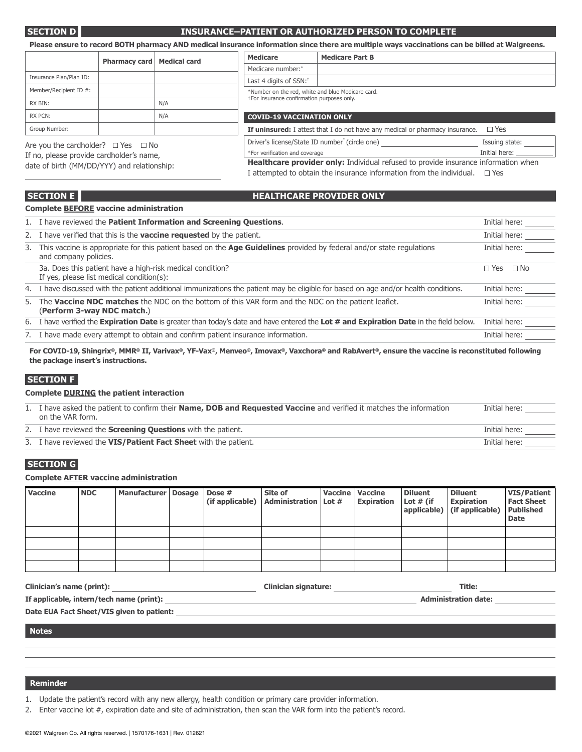## SECTION D — INSURANCE–PATIENT OR AUTHORIZED PERSON TO COMPLETE

**Please ensure to record BOTH pharmacy AND medical insurance information since there are multiple ways vaccinations can be billed at Walgreens.**

| | Pharmacy card | Medical card |
|---|---|---|
| Insurance Plan/Plan ID: | | |
| Member/Recipient ID #: | | |
| RX BIN: | | N/A |
| RX PCN: | | N/A |
| Group Number: | | |

Are you the cardholder? ☐ Yes ☐ No
If no, please provide cardholder's name, date of birth (MM/DD/YYY) and relationship: ______________________

| Medicare | Medicare Part B |
|---|---|
| Medicare number:* | |
| Last 4 digits of SSN:† | |

*Number on the red, white and blue Medicare card.
†For insurance confirmation purposes only.

**COVID-19 VACCINATION ONLY**

**If uninsured:** I attest that I do not have any medical or pharmacy insurance. ☐ Yes

Driver's license/State ID number* (circle one) ______________ Issuing state: ______
*For verification and coverage Initial here: ______

**Healthcare provider only:** Individual refused to provide insurance information when I attempted to obtain the insurance information from the individual. ☐ Yes

## SECTION E — HEALTHCARE PROVIDER ONLY

**Complete BEFORE vaccine administration**

1. I have reviewed the **Patient Information and Screening Questions**. Initial here: ______
2. I have verified that this is the **vaccine requested** by the patient. Initial here: ______
3. This vaccine is appropriate for this patient based on the **Age Guidelines** provided by federal and/or state regulations and company policies. Initial here: ______
   3a. Does this patient have a high-risk medical condition? ☐ Yes ☐ No
   If yes, please list medical condition(s): ______________________
4. I have discussed with the patient additional immunizations the patient may be eligible for based on age and/or health conditions. Initial here: ______
5. The **Vaccine NDC matches** the NDC on the bottom of this VAR form and the NDC on the patient leaflet. (**Perform 3-way NDC match.**) Initial here: ______
6. I have verified the **Expiration Date** is greater than today's date and have entered the **Lot # and Expiration Date** in the field below. Initial here: ______
7. I have made every attempt to obtain and confirm patient insurance information. Initial here: ______

**For COVID-19, Shingrix®, MMR® II, Varivax®, YF-Vax®, Menveo®, Imovax®, Vaxchora® and RabAvert®, ensure the vaccine is reconstituted following the package insert's instructions.**

## SECTION F

**Complete DURING the patient interaction**

1. I have asked the patient to confirm their **Name, DOB and Requested Vaccine** and verified it matches the information on the VAR form. Initial here: ______
2. I have reviewed the **Screening Questions** with the patient. Initial here: ______
3. I have reviewed the **VIS/Patient Fact Sheet** with the patient. Initial here: ______

## SECTION G

**Complete AFTER vaccine administration**

| Vaccine | NDC | Manufacturer | Dosage | Dose # (if applicable) | Site of Administration | Vaccine Lot # | Vaccine Expiration | Diluent Lot # (if applicable) | Diluent Expiration (if applicable) | VIS/Patient Fact Sheet Published Date |
|---|---|---|---|---|---|---|---|---|---|---|
| | | | | | | | | | | |
| | | | | | | | | | | |
| | | | | | | | | | | |
| | | | | | | | | | | |

**Clinician's name (print):** ______________ **Clinician signature:** ______________ **Title:** ______________

**If applicable, intern/tech name (print):** ______________ **Administration date:** ______________

**Date EUA Fact Sheet/VIS given to patient:** ______________

### Notes

______________________________________________

______________________________________________

______________________________________________

### Reminder

1. Update the patient's record with any new allergy, health condition or primary care provider information.
2. Enter vaccine lot #, expiration date and site of administration, then scan the VAR form into the patient's record.

©2021 Walgreen Co. All rights reserved. | 1570176-1631 | Rev. 012621